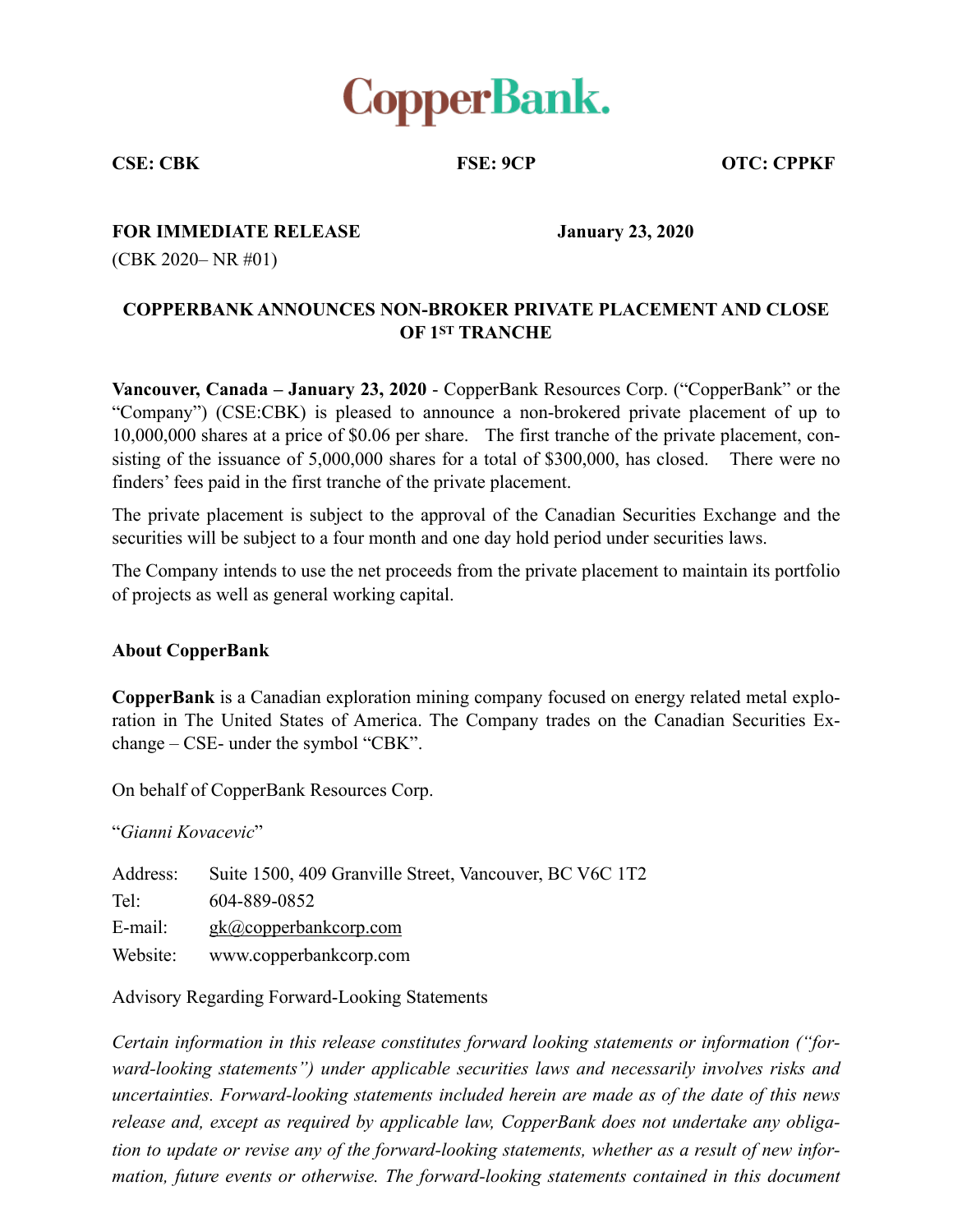# CopperBank.

**CSE: CBK** **FSE: 9CP** **OTC: CPPKF**

**FOR IMMEDIATE RELEASE** **January 23, 2020**

(CBK 2020– NR #01)

## COPPERBANK ANNOUNCES NON-BROKER PRIVATE PLACEMENT AND CLOSE OF 1ST TRANCHE

**Vancouver, Canada – January 23, 2020** - CopperBank Resources Corp. ("CopperBank" or the "Company") (CSE:CBK) is pleased to announce a non-brokered private placement of up to 10,000,000 shares at a price of $0.06 per share. The first tranche of the private placement, consisting of the issuance of 5,000,000 shares for a total of $300,000, has closed. There were no finders' fees paid in the first tranche of the private placement.

The private placement is subject to the approval of the Canadian Securities Exchange and the securities will be subject to a four month and one day hold period under securities laws.

The Company intends to use the net proceeds from the private placement to maintain its portfolio of projects as well as general working capital.

**About CopperBank**

**CopperBank** is a Canadian exploration mining company focused on energy related metal exploration in The United States of America. The Company trades on the Canadian Securities Exchange – CSE- under the symbol "CBK".

On behalf of CopperBank Resources Corp.

"*Gianni Kovacevic*"

Address: Suite 1500, 409 Granville Street, Vancouver, BC V6C 1T2
Tel: 604-889-0852
E-mail: gk@copperbankcorp.com
Website: www.copperbankcorp.com

Advisory Regarding Forward-Looking Statements

*Certain information in this release constitutes forward looking statements or information ("forward-looking statements") under applicable securities laws and necessarily involves risks and uncertainties. Forward-looking statements included herein are made as of the date of this news release and, except as required by applicable law, CopperBank does not undertake any obligation to update or revise any of the forward-looking statements, whether as a result of new information, future events or otherwise. The forward-looking statements contained in this document*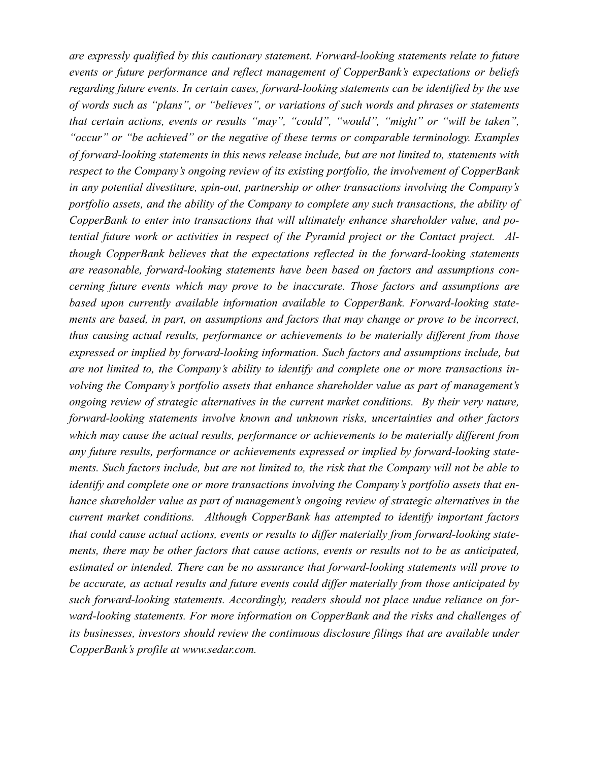*are expressly qualified by this cautionary statement. Forward-looking statements relate to future events or future performance and reflect management of CopperBank's expectations or beliefs regarding future events. In certain cases, forward-looking statements can be identified by the use of words such as "plans", or "believes", or variations of such words and phrases or statements that certain actions, events or results "may", "could", "would", "might" or "will be taken", "occur" or "be achieved" or the negative of these terms or comparable terminology. Examples of forward-looking statements in this news release include, but are not limited to, statements with respect to the Company's ongoing review of its existing portfolio, the involvement of CopperBank in any potential divestiture, spin-out, partnership or other transactions involving the Company's portfolio assets, and the ability of the Company to complete any such transactions, the ability of CopperBank to enter into transactions that will ultimately enhance shareholder value, and potential future work or activities in respect of the Pyramid project or the Contact project. Although CopperBank believes that the expectations reflected in the forward-looking statements are reasonable, forward-looking statements have been based on factors and assumptions concerning future events which may prove to be inaccurate. Those factors and assumptions are based upon currently available information available to CopperBank. Forward-looking statements are based, in part, on assumptions and factors that may change or prove to be incorrect, thus causing actual results, performance or achievements to be materially different from those expressed or implied by forward-looking information. Such factors and assumptions include, but are not limited to, the Company's ability to identify and complete one or more transactions involving the Company's portfolio assets that enhance shareholder value as part of management's ongoing review of strategic alternatives in the current market conditions. By their very nature, forward-looking statements involve known and unknown risks, uncertainties and other factors which may cause the actual results, performance or achievements to be materially different from any future results, performance or achievements expressed or implied by forward-looking statements. Such factors include, but are not limited to, the risk that the Company will not be able to identify and complete one or more transactions involving the Company's portfolio assets that enhance shareholder value as part of management's ongoing review of strategic alternatives in the current market conditions. Although CopperBank has attempted to identify important factors that could cause actual actions, events or results to differ materially from forward-looking statements, there may be other factors that cause actions, events or results not to be as anticipated, estimated or intended. There can be no assurance that forward-looking statements will prove to be accurate, as actual results and future events could differ materially from those anticipated by such forward-looking statements. Accordingly, readers should not place undue reliance on forward-looking statements. For more information on CopperBank and the risks and challenges of its businesses, investors should review the continuous disclosure filings that are available under CopperBank's profile at www.sedar.com.*